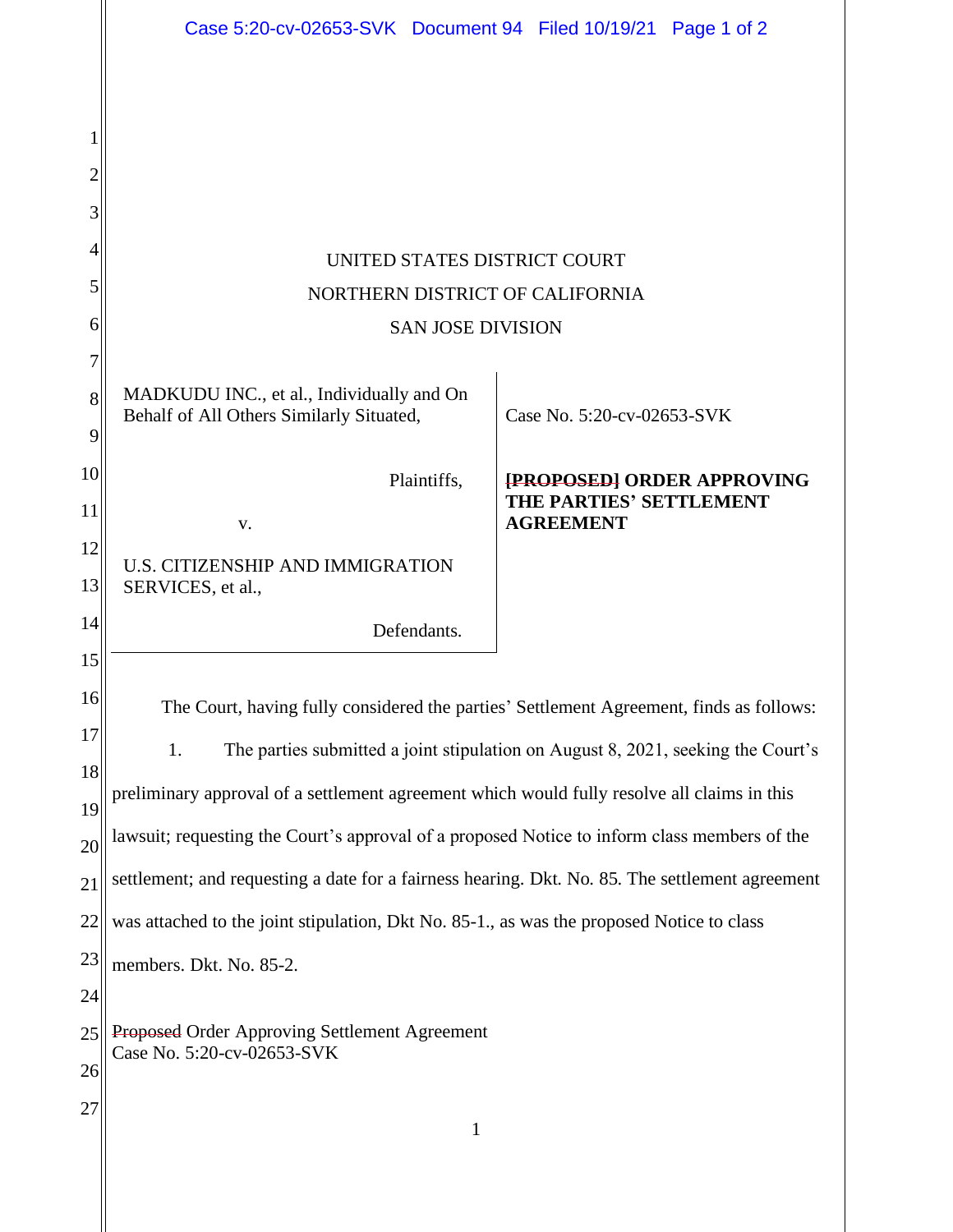UNITED STATES DISTRICT COURT

NORTHERN DISTRICT OF CALIFORNIA

SAN JOSE DIVISION

| | |
|---|---|
| MADKUDU INC., et al., Individually and On Behalf of All Others Similarly Situated,<br><br>Plaintiffs,<br><br>v.<br><br>U.S. CITIZENSHIP AND IMMIGRATION SERVICES, et al.,<br><br>Defendants. | Case No. 5:20-cv-02653-SVK<br><br>**~~[PROPOSED]~~ ORDER APPROVING THE PARTIES' SETTLEMENT AGREEMENT** |

The Court, having fully considered the parties' Settlement Agreement, finds as follows:

1. The parties submitted a joint stipulation on August 8, 2021, seeking the Court's preliminary approval of a settlement agreement which would fully resolve all claims in this lawsuit; requesting the Court's approval of a proposed Notice to inform class members of the settlement; and requesting a date for a fairness hearing. Dkt. No. 85. The settlement agreement was attached to the joint stipulation, Dkt No. 85-1., as was the proposed Notice to class members. Dkt. No. 85-2.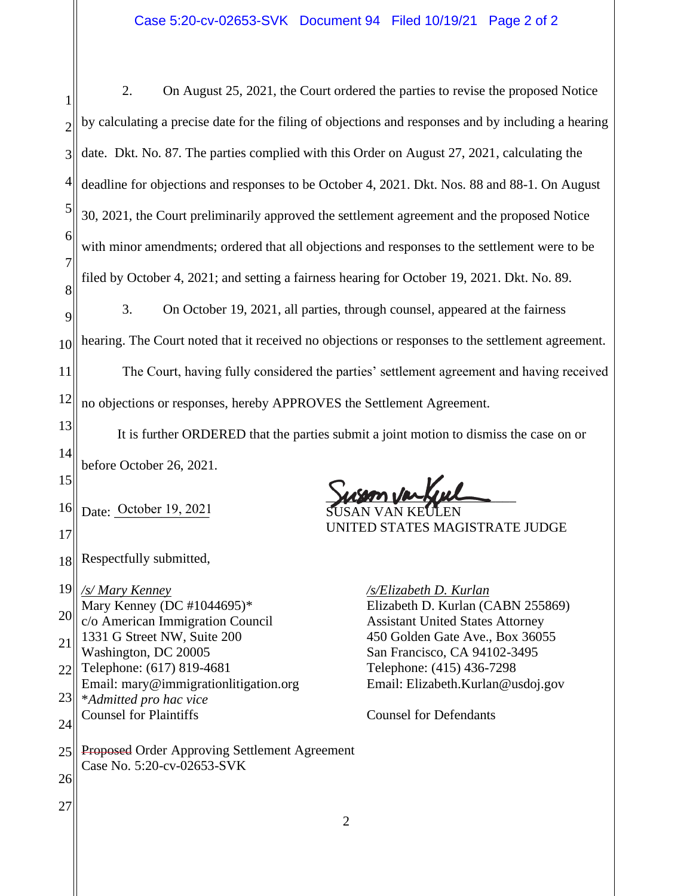2. On August 25, 2021, the Court ordered the parties to revise the proposed Notice by calculating a precise date for the filing of objections and responses and by including a hearing date. Dkt. No. 87. The parties complied with this Order on August 27, 2021, calculating the deadline for objections and responses to be October 4, 2021. Dkt. Nos. 88 and 88-1. On August 30, 2021, the Court preliminarily approved the settlement agreement and the proposed Notice with minor amendments; ordered that all objections and responses to the settlement were to be filed by October 4, 2021; and setting a fairness hearing for October 19, 2021. Dkt. No. 89.

3. On October 19, 2021, all parties, through counsel, appeared at the fairness hearing. The Court noted that it received no objections or responses to the settlement agreement.

The Court, having fully considered the parties' settlement agreement and having received no objections or responses, hereby APPROVES the Settlement Agreement.

It is further ORDERED that the parties submit a joint motion to dismiss the case on or before October 26, 2021.

Date: October 19, 2021

SUSAN VAN KEULEN
UNITED STATES MAGISTRATE JUDGE

Respectfully submitted,

*/s/ Mary Kenney*
Mary Kenney (DC #1044695)*
c/o American Immigration Council
1331 G Street NW, Suite 200
Washington, DC 20005
Telephone: (617) 819-4681
Email: mary@immigrationlitigation.org
**Admitted pro hac vice*
Counsel for Plaintiffs

*/s/Elizabeth D. Kurlan*
Elizabeth D. Kurlan (CABN 255869)
Assistant United States Attorney
450 Golden Gate Ave., Box 36055
San Francisco, CA 94102-3495
Telephone: (415) 436-7298
Email: Elizabeth.Kurlan@usdoj.gov

Counsel for Defendants

~~Proposed~~ Order Approving Settlement Agreement
Case No. 5:20-cv-02653-SVK